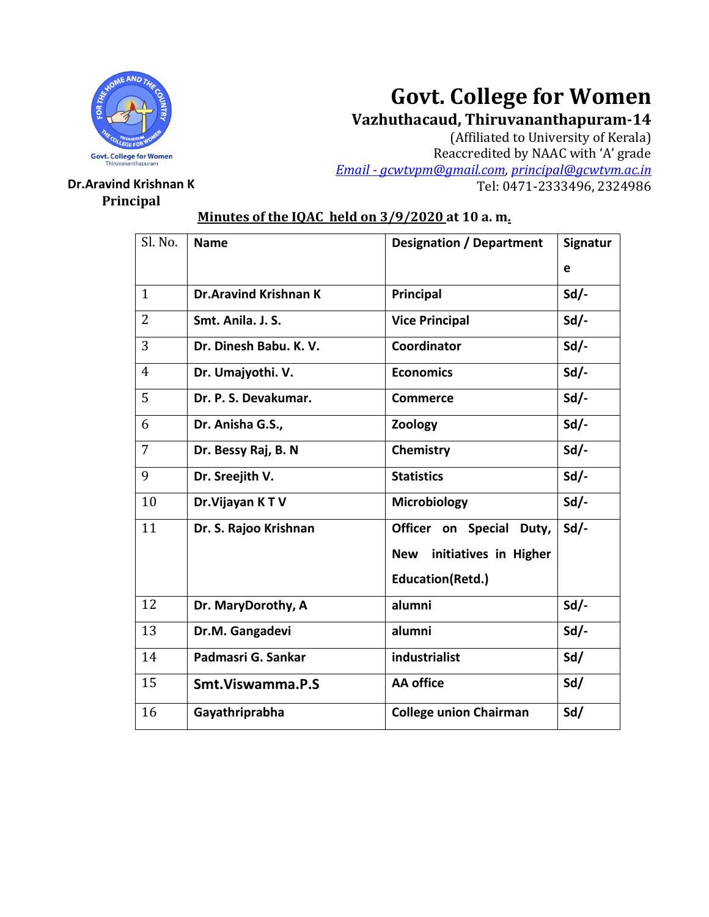# Govt. College for Women

**Vazhuthacaud, Thiruvananthapuram-14**

(Affiliated to University of Kerala)
Reaccredited by NAAC with 'A' grade
*Email - gcwtvpm@gmail.com*, *principal@gcwtvm.ac.in*
Tel: 0471-2333496, 2324986

**Dr.Aravind Krishnan K**
**Principal**

**Minutes of the IQAC held on 3/9/2020 at 10 a. m.**

| Sl. No. | Name | Designation / Department | Signature |
|---|---|---|---|
| 1 | **Dr.Aravind Krishnan K** | **Principal** | **Sd/-** |
| 2 | **Smt. Anila. J. S.** | **Vice Principal** | **Sd/-** |
| 3 | **Dr. Dinesh Babu. K. V.** | **Coordinator** | **Sd/-** |
| 4 | **Dr. Umajyothi. V.** | **Economics** | **Sd/-** |
| 5 | **Dr. P. S. Devakumar.** | **Commerce** | **Sd/-** |
| 6 | **Dr. Anisha G.S.,** | **Zoology** | **Sd/-** |
| 7 | **Dr. Bessy Raj, B. N** | **Chemistry** | **Sd/-** |
| 9 | **Dr. Sreejith V.** | **Statistics** | **Sd/-** |
| 10 | **Dr.Vijayan K T V** | **Microbiology** | **Sd/-** |
| 11 | **Dr. S. Rajoo Krishnan** | **Officer on Special Duty, New initiatives in Higher Education(Retd.)** | **Sd/-** |
| 12 | **Dr. MaryDorothy, A** | **alumni** | **Sd/-** |
| 13 | **Dr.M. Gangadevi** | **alumni** | **Sd/-** |
| 14 | **Padmasri G. Sankar** | **industrialist** | **Sd/** |
| 15 | **Smt.Viswamma.P.S** | **AA office** | **Sd/** |
| 16 | **Gayathriprabha** | **College union Chairman** | **Sd/** |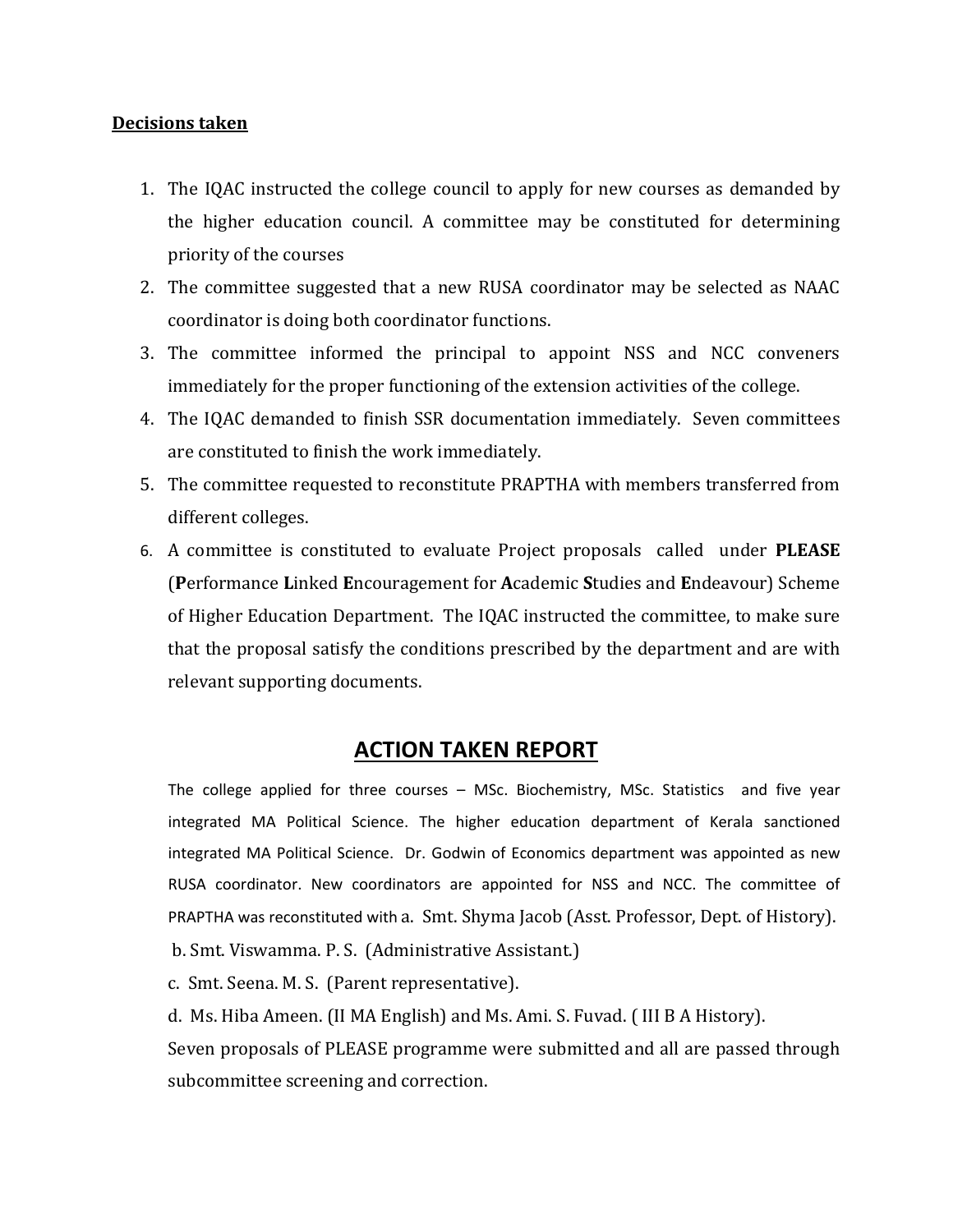**Decisions taken**

1. The IQAC instructed the college council to apply for new courses as demanded by the higher education council. A committee may be constituted for determining priority of the courses
2. The committee suggested that a new RUSA coordinator may be selected as NAAC coordinator is doing both coordinator functions.
3. The committee informed the principal to appoint NSS and NCC conveners immediately for the proper functioning of the extension activities of the college.
4. The IQAC demanded to finish SSR documentation immediately. Seven committees are constituted to finish the work immediately.
5. The committee requested to reconstitute PRAPTHA with members transferred from different colleges.
6. A committee is constituted to evaluate Project proposals called under **PLEASE** (**P**erformance **L**inked **E**ncouragement for **A**cademic **S**tudies and **E**ndeavour) Scheme of Higher Education Department. The IQAC instructed the committee, to make sure that the proposal satisfy the conditions prescribed by the department and are with relevant supporting documents.

## ACTION TAKEN REPORT

The college applied for three courses – MSc. Biochemistry, MSc. Statistics and five year integrated MA Political Science. The higher education department of Kerala sanctioned integrated MA Political Science. Dr. Godwin of Economics department was appointed as new RUSA coordinator. New coordinators are appointed for NSS and NCC. The committee of PRAPTHA was reconstituted with a. Smt. Shyma Jacob (Asst. Professor, Dept. of History).

b. Smt. Viswamma. P. S. (Administrative Assistant.)

c. Smt. Seena. M. S. (Parent representative).

d. Ms. Hiba Ameen. (II MA English) and Ms. Ami. S. Fuvad. ( III B A History).

Seven proposals of PLEASE programme were submitted and all are passed through subcommittee screening and correction.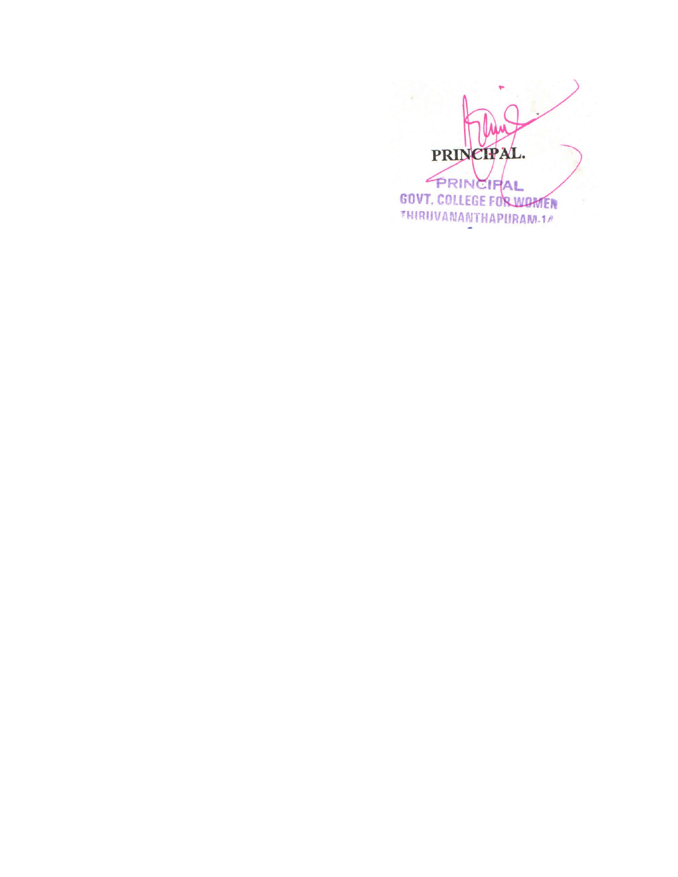PRINCIPAL.

PRINCIPAL
GOVT. COLLEGE FOR WOMEN
THIRUVANANTHAPURAM-14